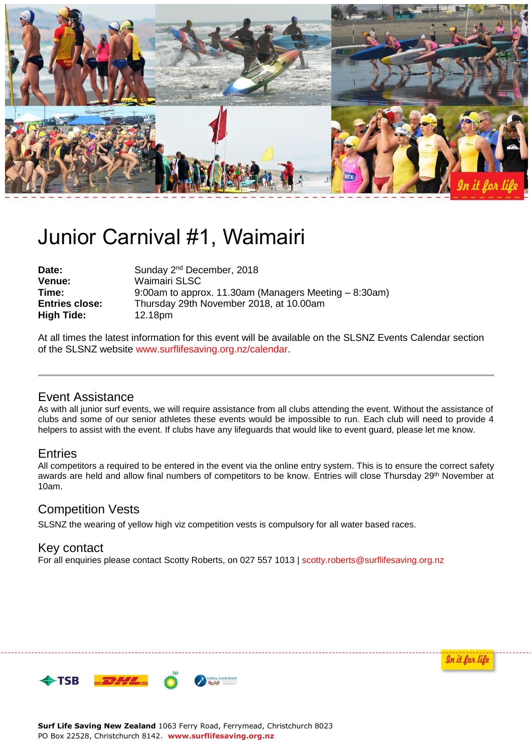# Junior Carnival #1, Waimairi

| | |
|---|---|
| **Date:** | Sunday 2nd December, 2018 |
| **Venue:** | Waimairi SLSC |
| **Time:** | 9:00am to approx. 11.30am (Managers Meeting – 8:30am) |
| **Entries close:** | Thursday 29th November 2018, at 10.00am |
| **High Tide:** | 12.18pm |

At all times the latest information for this event will be available on the SLSNZ Events Calendar section of the SLSNZ website www.surflifesaving.org.nz/calendar.

## Event Assistance

As with all junior surf events, we will require assistance from all clubs attending the event. Without the assistance of clubs and some of our senior athletes these events would be impossible to run. Each club will need to provide 4 helpers to assist with the event. If clubs have any lifeguards that would like to event guard, please let me know.

## Entries

All competitors a required to be entered in the event via the online entry system. This is to ensure the correct safety awards are held and allow final numbers of competitors to be know. Entries will close Thursday 29th November at 10am.

## Competition Vests

SLSNZ the wearing of yellow high viz competition vests is compulsory for all water based races.

## Key contact

For all enquiries please contact Scotty Roberts, on 027 557 1013 | scotty.roberts@surflifesaving.org.nz

**Surf Life Saving New Zealand** 1063 Ferry Road, Ferrymead, Christchurch 8023
PO Box 22528, Christchurch 8142. **www.surflifesaving.org.nz**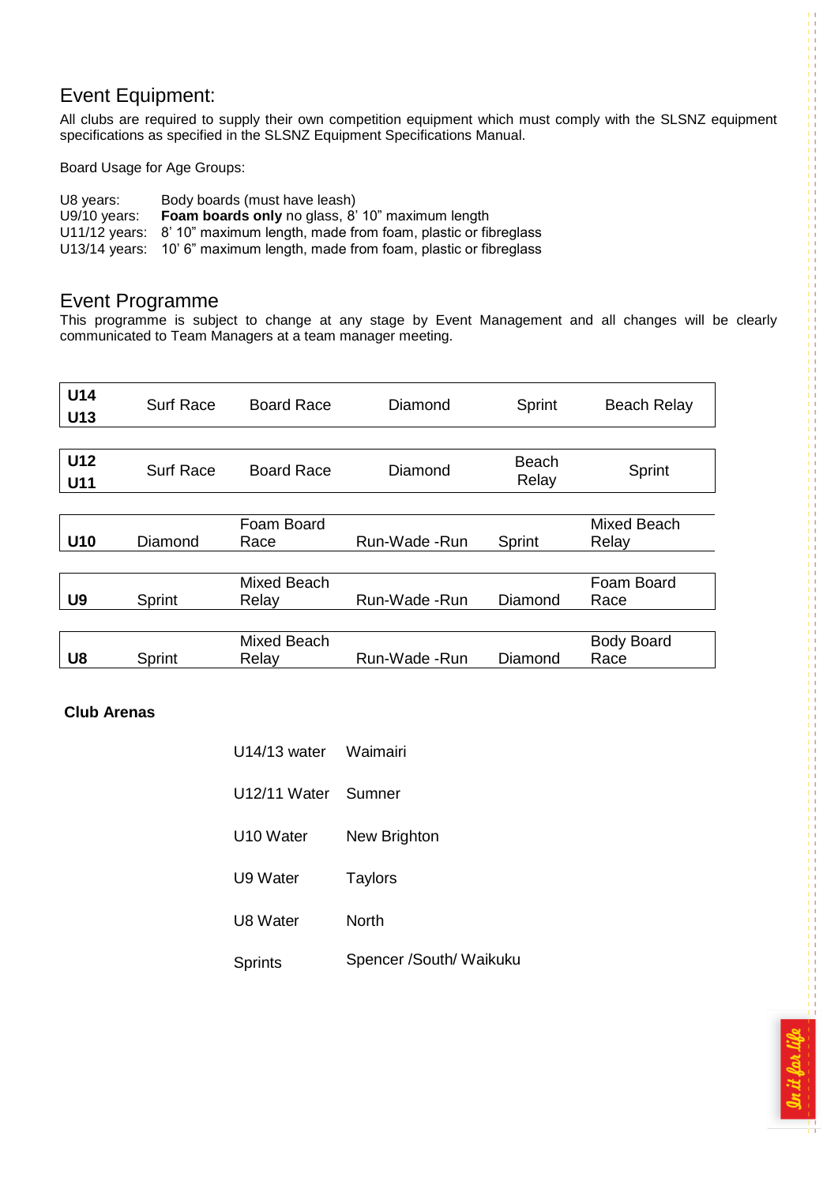## Event Equipment:

All clubs are required to supply their own competition equipment which must comply with the SLSNZ equipment specifications as specified in the SLSNZ Equipment Specifications Manual.

Board Usage for Age Groups:

| | |
|---|---|
| U8 years: | Body boards (must have leash) |
| U9/10 years: | **Foam boards only** no glass, 8' 10" maximum length |
| U11/12 years: | 8' 10" maximum length, made from foam, plastic or fibreglass |
| U13/14 years: | 10' 6" maximum length, made from foam, plastic or fibreglass |

## Event Programme

This programme is subject to change at any stage by Event Management and all changes will be clearly communicated to Team Managers at a team manager meeting.

| | | | | | |
|---|---|---|---|---|---|
| **U14 U13** | Surf Race | Board Race | Diamond | Sprint | Beach Relay |
| **U12 U11** | Surf Race | Board Race | Diamond | Beach Relay | Sprint |
| **U10** | Diamond | Foam Board Race | Run-Wade -Run | Sprint | Mixed Beach Relay |
| **U9** | Sprint | Mixed Beach Relay | Run-Wade -Run | Diamond | Foam Board Race |
| **U8** | Sprint | Mixed Beach Relay | Run-Wade -Run | Diamond | Body Board Race |

**Club Arenas**

| | |
|---|---|
| U14/13 water | Waimairi |
| U12/11 Water | Sumner |
| U10 Water | New Brighton |
| U9 Water | Taylors |
| U8 Water | North |
| Sprints | Spencer /South/ Waikuku |